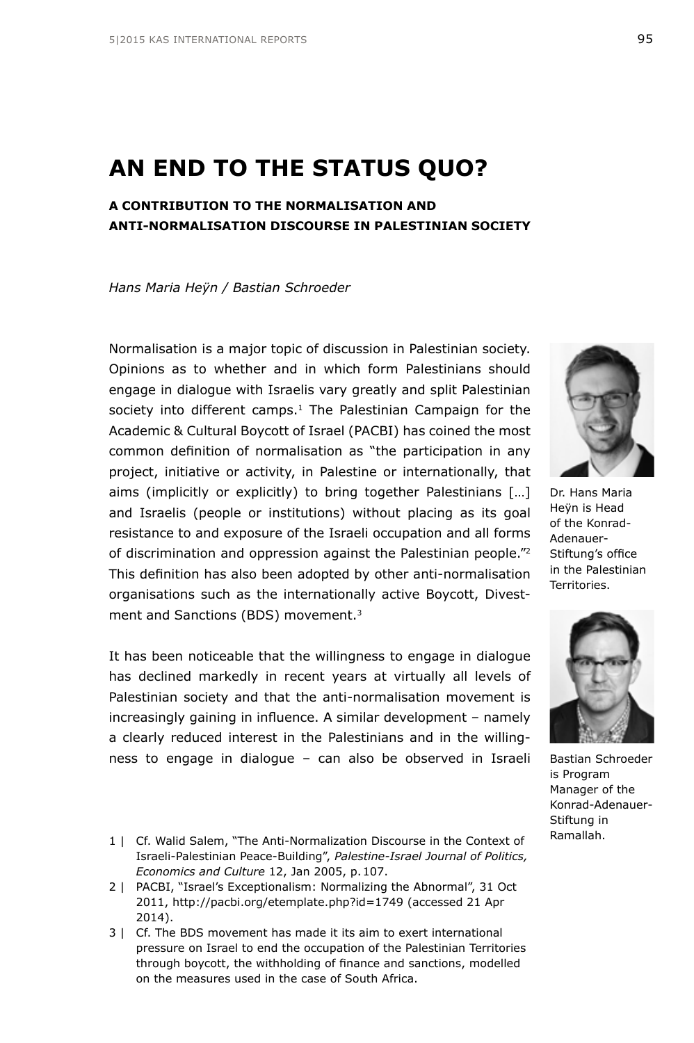# AN END TO THE STATUS QUO?

## A CONTRIBUTION TO THE NORMALISATION AND ANTI-NORMALISATION DISCOURSE IN PALESTINIAN SOCIETY

*Hans Maria Heÿn / Bastian Schroeder*

Dr. Hans Maria Heÿn is Head of the Konrad-Adenauer-Stiftung's office in the Palestinian Territories.

Bastian Schroeder is Program Manager of the Konrad-Adenauer-Stiftung in Ramallah.

Normalisation is a major topic of discussion in Palestinian society. Opinions as to whether and in which form Palestinians should engage in dialogue with Israelis vary greatly and split Palestinian society into different camps.[1] The Palestinian Campaign for the Academic & Cultural Boycott of Israel (PACBI) has coined the most common definition of normalisation as "the participation in any project, initiative or activity, in Palestine or internationally, that aims (implicitly or explicitly) to bring together Palestinians […] and Israelis (people or institutions) without placing as its goal resistance to and exposure of the Israeli occupation and all forms of discrimination and oppression against the Palestinian people."[2] This definition has also been adopted by other anti-normalisation organisations such as the internationally active Boycott, Divestment and Sanctions (BDS) movement.[3]

It has been noticeable that the willingness to engage in dialogue has declined markedly in recent years at virtually all levels of Palestinian society and that the anti-normalisation movement is increasingly gaining in influence. A similar development – namely a clearly reduced interest in the Palestinians and in the willingness to engage in dialogue – can also be observed in Israeli

1 | Cf. Walid Salem, "The Anti-Normalization Discourse in the Context of Israeli-Palestinian Peace-Building", *Palestine-Israel Journal of Politics, Economics and Culture* 12, Jan 2005, p. 107.

2 | PACBI, "Israel's Exceptionalism: Normalizing the Abnormal", 31 Oct 2011, http://pacbi.org/etemplate.php?id=1749 (accessed 21 Apr 2014).

3 | Cf. The BDS movement has made it its aim to exert international pressure on Israel to end the occupation of the Palestinian Territories through boycott, the withholding of finance and sanctions, modelled on the measures used in the case of South Africa.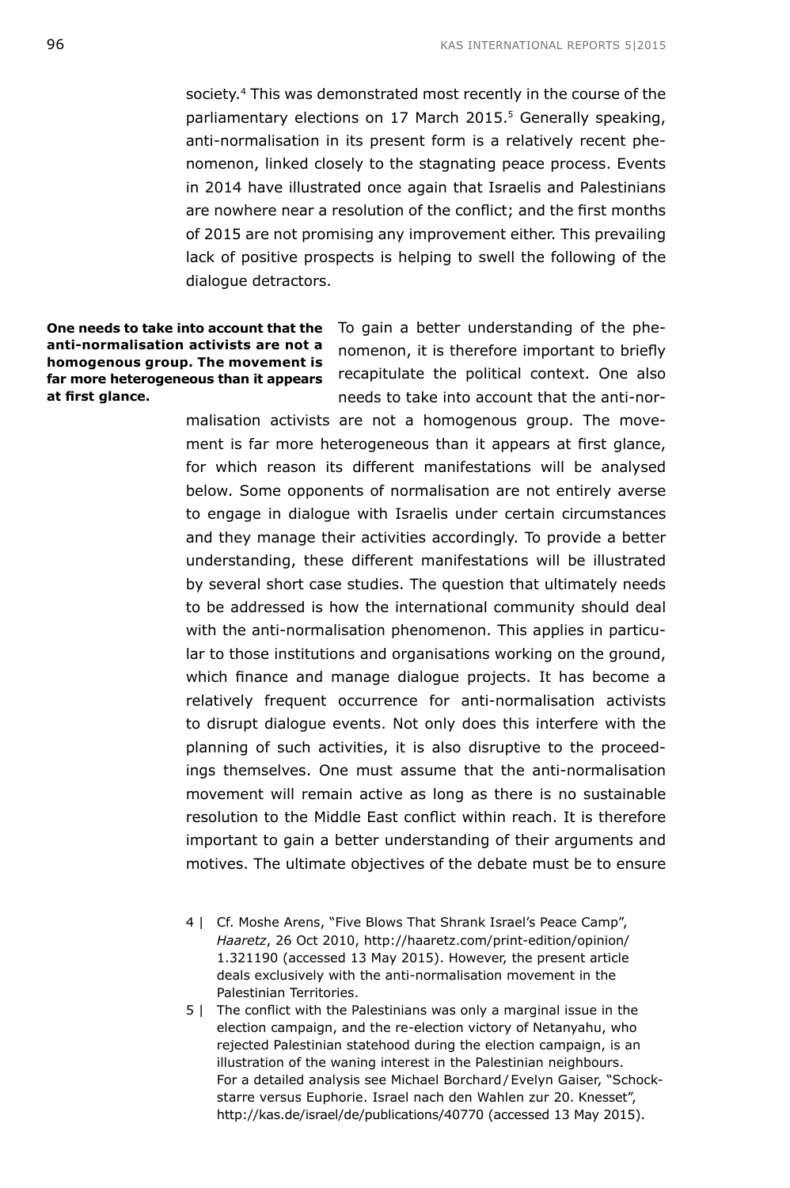society.[4] This was demonstrated most recently in the course of the parliamentary elections on 17 March 2015.[5] Generally speaking, anti-normalisation in its present form is a relatively recent phenomenon, linked closely to the stagnating peace process. Events in 2014 have illustrated once again that Israelis and Palestinians are nowhere near a resolution of the conflict; and the first months of 2015 are not promising any improvement either. This prevailing lack of positive prospects is helping to swell the following of the dialogue detractors.

**One needs to take into account that the anti-normalisation activists are not a homogenous group. The movement is far more heterogeneous than it appears at first glance.**

To gain a better understanding of the phenomenon, it is therefore important to briefly recapitulate the political context. One also needs to take into account that the anti-normalisation activists are not a homogenous group. The movement is far more heterogeneous than it appears at first glance, for which reason its different manifestations will be analysed below. Some opponents of normalisation are not entirely averse to engage in dialogue with Israelis under certain circumstances and they manage their activities accordingly. To provide a better understanding, these different manifestations will be illustrated by several short case studies. The question that ultimately needs to be addressed is how the international community should deal with the anti-normalisation phenomenon. This applies in particular to those institutions and organisations working on the ground, which finance and manage dialogue projects. It has become a relatively frequent occurrence for anti-normalisation activists to disrupt dialogue events. Not only does this interfere with the planning of such activities, it is also disruptive to the proceedings themselves. One must assume that the anti-normalisation movement will remain active as long as there is no sustainable resolution to the Middle East conflict within reach. It is therefore important to gain a better understanding of their arguments and motives. The ultimate objectives of the debate must be to ensure

4 | Cf. Moshe Arens, "Five Blows That Shrank Israel's Peace Camp", *Haaretz*, 26 Oct 2010, http://haaretz.com/print-edition/opinion/1.321190 (accessed 13 May 2015). However, the present article deals exclusively with the anti-normalisation movement in the Palestinian Territories.

5 | The conflict with the Palestinians was only a marginal issue in the election campaign, and the re-election victory of Netanyahu, who rejected Palestinian statehood during the election campaign, is an illustration of the waning interest in the Palestinian neighbours. For a detailed analysis see Michael Borchard / Evelyn Gaiser, "Schockstarre versus Euphorie. Israel nach den Wahlen zur 20. Knesset", http://kas.de/israel/de/publications/40770 (accessed 13 May 2015).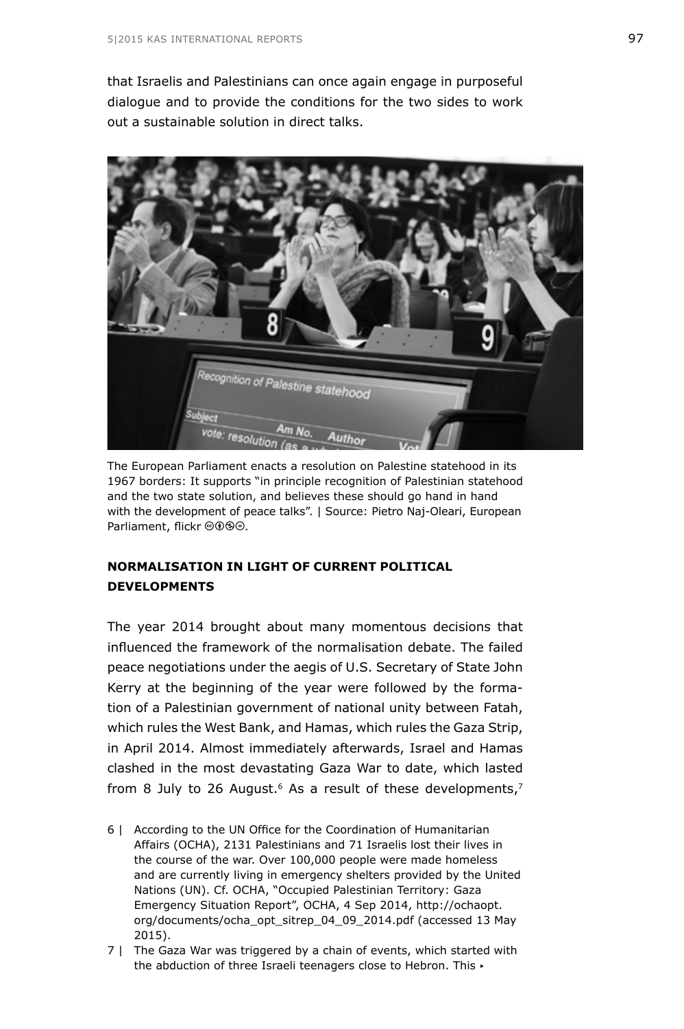that Israelis and Palestinians can once again engage in purposeful dialogue and to provide the conditions for the two sides to work out a sustainable solution in direct talks.

The European Parliament enacts a resolution on Palestine statehood in its 1967 borders: It supports "in principle recognition of Palestinian statehood and the two state solution, and believes these should go hand in hand with the development of peace talks". | Source: Pietro Naj-Oleari, European Parliament, flickr ⓒⓘⓢⓔ.

## NORMALISATION IN LIGHT OF CURRENT POLITICAL DEVELOPMENTS

The year 2014 brought about many momentous decisions that influenced the framework of the normalisation debate. The failed peace negotiations under the aegis of U.S. Secretary of State John Kerry at the beginning of the year were followed by the formation of a Palestinian government of national unity between Fatah, which rules the West Bank, and Hamas, which rules the Gaza Strip, in April 2014. Almost immediately afterwards, Israel and Hamas clashed in the most devastating Gaza War to date, which lasted from 8 July to 26 August.[6] As a result of these developments,[7]

6 | According to the UN Office for the Coordination of Humanitarian Affairs (OCHA), 2131 Palestinians and 71 Israelis lost their lives in the course of the war. Over 100,000 people were made homeless and are currently living in emergency shelters provided by the United Nations (UN). Cf. OCHA, "Occupied Palestinian Territory: Gaza Emergency Situation Report", OCHA, 4 Sep 2014, http://ochaopt.org/documents/ocha_opt_sitrep_04_09_2014.pdf (accessed 13 May 2015).

7 | The Gaza War was triggered by a chain of events, which started with the abduction of three Israeli teenagers close to Hebron. This ▸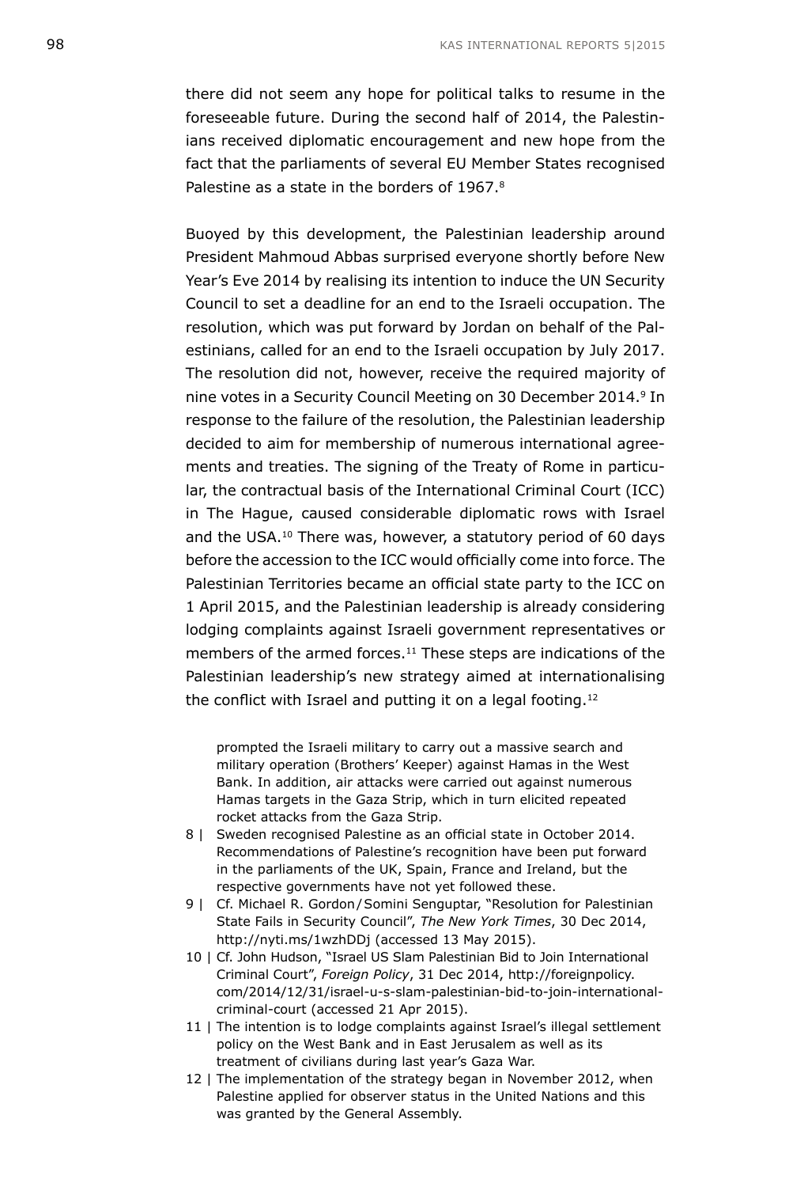there did not seem any hope for political talks to resume in the foreseeable future. During the second half of 2014, the Palestinians received diplomatic encouragement and new hope from the fact that the parliaments of several EU Member States recognised Palestine as a state in the borders of 1967.[8]

Buoyed by this development, the Palestinian leadership around President Mahmoud Abbas surprised everyone shortly before New Year's Eve 2014 by realising its intention to induce the UN Security Council to set a deadline for an end to the Israeli occupation. The resolution, which was put forward by Jordan on behalf of the Palestinians, called for an end to the Israeli occupation by July 2017. The resolution did not, however, receive the required majority of nine votes in a Security Council Meeting on 30 December 2014.[9] In response to the failure of the resolution, the Palestinian leadership decided to aim for membership of numerous international agreements and treaties. The signing of the Treaty of Rome in particular, the contractual basis of the International Criminal Court (ICC) in The Hague, caused considerable diplomatic rows with Israel and the USA.[10] There was, however, a statutory period of 60 days before the accession to the ICC would officially come into force. The Palestinian Territories became an official state party to the ICC on 1 April 2015, and the Palestinian leadership is already considering lodging complaints against Israeli government representatives or members of the armed forces.[11] These steps are indications of the Palestinian leadership's new strategy aimed at internationalising the conflict with Israel and putting it on a legal footing.[12]

prompted the Israeli military to carry out a massive search and military operation (Brothers' Keeper) against Hamas in the West Bank. In addition, air attacks were carried out against numerous Hamas targets in the Gaza Strip, which in turn elicited repeated rocket attacks from the Gaza Strip.

8 | Sweden recognised Palestine as an official state in October 2014. Recommendations of Palestine's recognition have been put forward in the parliaments of the UK, Spain, France and Ireland, but the respective governments have not yet followed these.

9 | Cf. Michael R. Gordon / Somini Sengupta, "Resolution for Palestinian State Fails in Security Council", *The New York Times*, 30 Dec 2014, http://nyti.ms/1wzhDDj (accessed 13 May 2015).

10 | Cf. John Hudson, "Israel US Slam Palestinian Bid to Join International Criminal Court", *Foreign Policy*, 31 Dec 2014, http://foreignpolicy.com/2014/12/31/israel-u-s-slam-palestinian-bid-to-join-international-criminal-court (accessed 21 Apr 2015).

11 | The intention is to lodge complaints against Israel's illegal settlement policy on the West Bank and in East Jerusalem as well as its treatment of civilians during last year's Gaza War.

12 | The implementation of the strategy began in November 2012, when Palestine applied for observer status in the United Nations and this was granted by the General Assembly.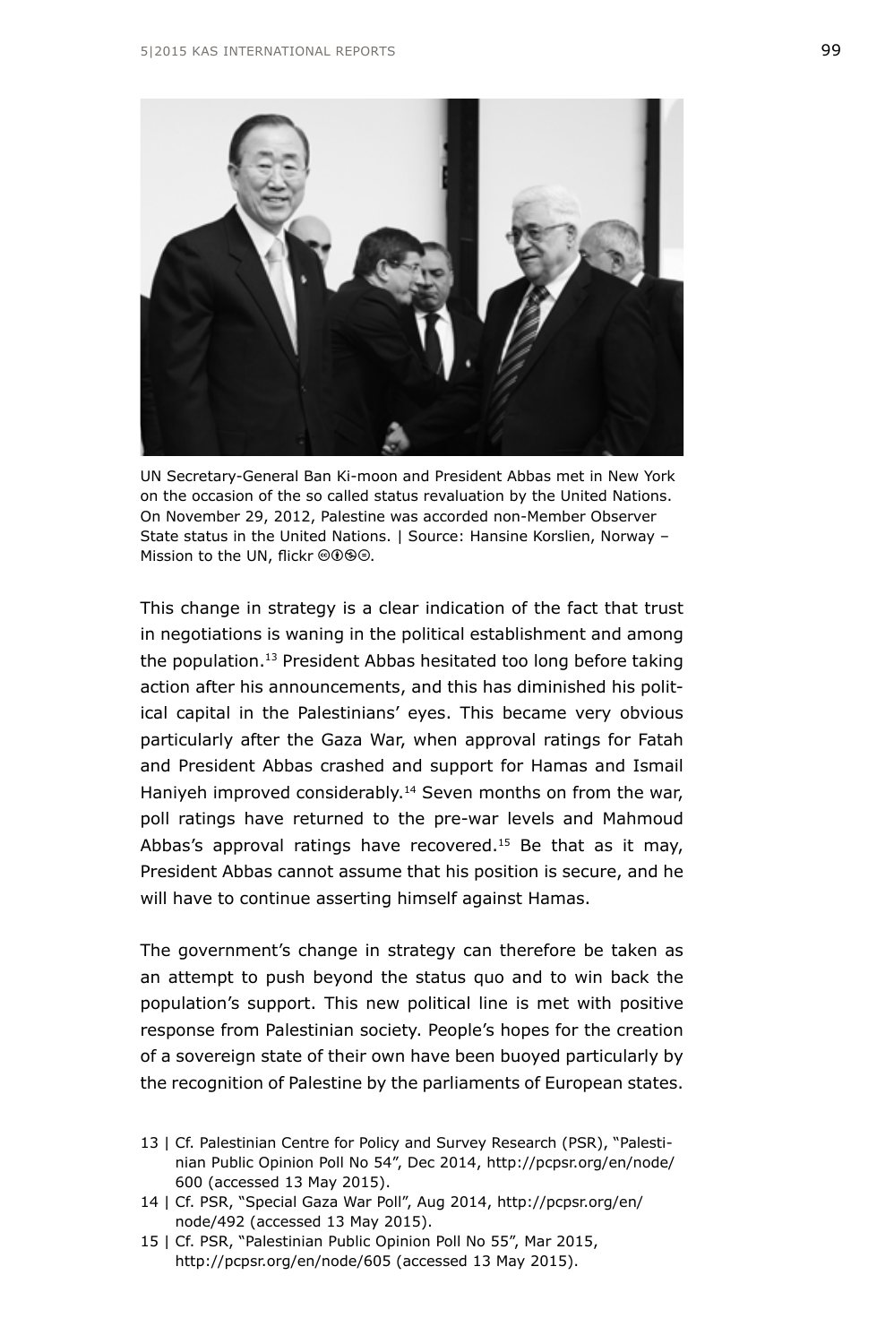UN Secretary-General Ban Ki-moon and President Abbas met in New York on the occasion of the so called status revaluation by the United Nations. On November 29, 2012, Palestine was accorded non-Member Observer State status in the United Nations. | Source: Hansine Korslien, Norway – Mission to the UN, flickr ⓒⓘⓢⓔ.

This change in strategy is a clear indication of the fact that trust in negotiations is waning in the political establishment and among the population.[13] President Abbas hesitated too long before taking action after his announcements, and this has diminished his political capital in the Palestinians' eyes. This became very obvious particularly after the Gaza War, when approval ratings for Fatah and President Abbas crashed and support for Hamas and Ismail Haniyeh improved considerably.[14] Seven months on from the war, poll ratings have returned to the pre-war levels and Mahmoud Abbas's approval ratings have recovered.[15] Be that as it may, President Abbas cannot assume that his position is secure, and he will have to continue asserting himself against Hamas.

The government's change in strategy can therefore be taken as an attempt to push beyond the status quo and to win back the population's support. This new political line is met with positive response from Palestinian society. People's hopes for the creation of a sovereign state of their own have been buoyed particularly by the recognition of Palestine by the parliaments of European states.

13 | Cf. Palestinian Centre for Policy and Survey Research (PSR), "Palestinian Public Opinion Poll No 54", Dec 2014, http://pcpsr.org/en/node/600 (accessed 13 May 2015).

14 | Cf. PSR, "Special Gaza War Poll", Aug 2014, http://pcpsr.org/en/node/492 (accessed 13 May 2015).

15 | Cf. PSR, "Palestinian Public Opinion Poll No 55", Mar 2015, http://pcpsr.org/en/node/605 (accessed 13 May 2015).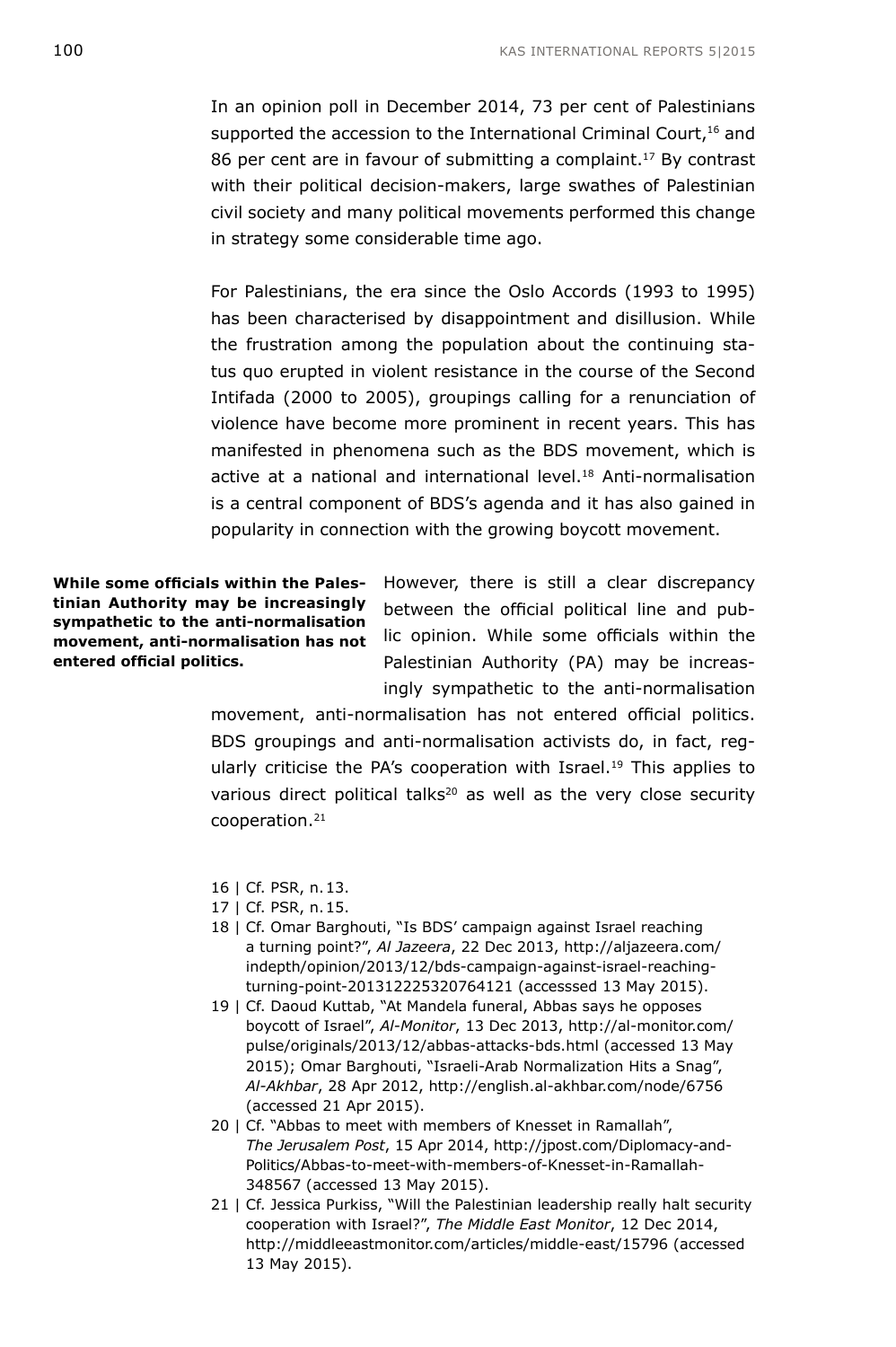In an opinion poll in December 2014, 73 per cent of Palestinians supported the accession to the International Criminal Court,[16] and 86 per cent are in favour of submitting a complaint.[17] By contrast with their political decision-makers, large swathes of Palestinian civil society and many political movements performed this change in strategy some considerable time ago.

For Palestinians, the era since the Oslo Accords (1993 to 1995) has been characterised by disappointment and disillusion. While the frustration among the population about the continuing status quo erupted in violent resistance in the course of the Second Intifada (2000 to 2005), groupings calling for a renunciation of violence have become more prominent in recent years. This has manifested in phenomena such as the BDS movement, which is active at a national and international level.[18] Anti-normalisation is a central component of BDS's agenda and it has also gained in popularity in connection with the growing boycott movement.

**While some officials within the Palestinian Authority may be increasingly sympathetic to the anti-normalisation movement, anti-normalisation has not entered official politics.**

However, there is still a clear discrepancy between the official political line and public opinion. While some officials within the Palestinian Authority (PA) may be increasingly sympathetic to the anti-normalisation movement, anti-normalisation has not entered official politics. BDS groupings and anti-normalisation activists do, in fact, regularly criticise the PA's cooperation with Israel.[19] This applies to various direct political talks[20] as well as the very close security cooperation.[21]

16 | Cf. PSR, n. 13.

17 | Cf. PSR, n. 15.

18 | Cf. Omar Barghouti, "Is BDS' campaign against Israel reaching a turning point?", *Al Jazeera*, 22 Dec 2013, http://aljazeera.com/indepth/opinion/2013/12/bds-campaign-against-israel-reaching-turning-point-201312225320764121 (accesssed 13 May 2015).

19 | Cf. Daoud Kuttab, "At Mandela funeral, Abbas says he opposes boycott of Israel", *Al-Monitor*, 13 Dec 2013, http://al-monitor.com/pulse/originals/2013/12/abbas-attacks-bds.html (accessed 13 May 2015); Omar Barghouti, "Israeli-Arab Normalization Hits a Snag", *Al-Akhbar*, 28 Apr 2012, http://english.al-akhbar.com/node/6756 (accessed 21 Apr 2015).

20 | Cf. "Abbas to meet with members of Knesset in Ramallah", *The Jerusalem Post*, 15 Apr 2014, http://jpost.com/Diplomacy-and-Politics/Abbas-to-meet-with-members-of-Knesset-in-Ramallah-348567 (accessed 13 May 2015).

21 | Cf. Jessica Purkiss, "Will the Palestinian leadership really halt security cooperation with Israel?", *The Middle East Monitor*, 12 Dec 2014, http://middleeastmonitor.com/articles/middle-east/15796 (accessed 13 May 2015).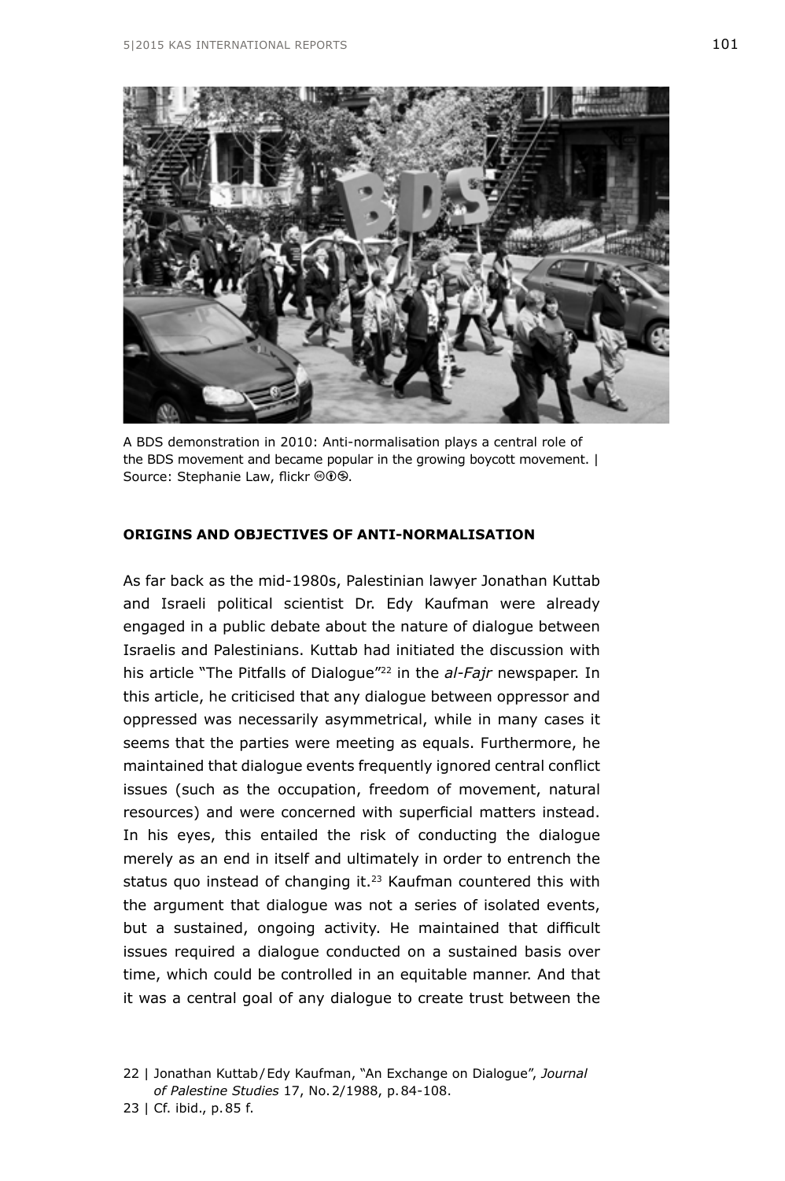A BDS demonstration in 2010: Anti-normalisation plays a central role of the BDS movement and became popular in the growing boycott movement. | Source: Stephanie Law, flickr ⓒⓘⓢ.

## ORIGINS AND OBJECTIVES OF ANTI-NORMALISATION

As far back as the mid-1980s, Palestinian lawyer Jonathan Kuttab and Israeli political scientist Dr. Edy Kaufman were already engaged in a public debate about the nature of dialogue between Israelis and Palestinians. Kuttab had initiated the discussion with his article "The Pitfalls of Dialogue"[22] in the *al-Fajr* newspaper. In this article, he criticised that any dialogue between oppressor and oppressed was necessarily asymmetrical, while in many cases it seems that the parties were meeting as equals. Furthermore, he maintained that dialogue events frequently ignored central conflict issues (such as the occupation, freedom of movement, natural resources) and were concerned with superficial matters instead. In his eyes, this entailed the risk of conducting the dialogue merely as an end in itself and ultimately in order to entrench the status quo instead of changing it.[23] Kaufman countered this with the argument that dialogue was not a series of isolated events, but a sustained, ongoing activity. He maintained that difficult issues required a dialogue conducted on a sustained basis over time, which could be controlled in an equitable manner. And that it was a central goal of any dialogue to create trust between the

22 | Jonathan Kuttab/Edy Kaufman, "An Exchange on Dialogue", *Journal of Palestine Studies* 17, No. 2/1988, p. 84-108.

23 | Cf. ibid., p. 85 f.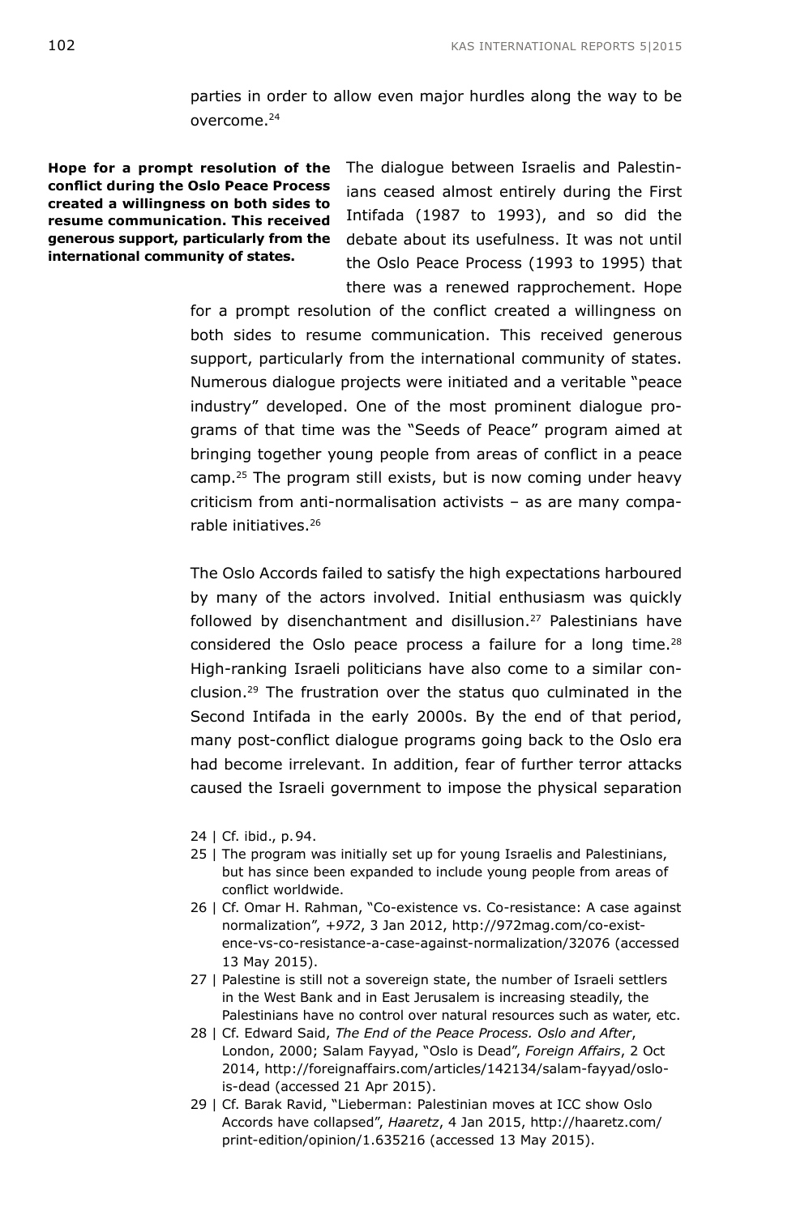parties in order to allow even major hurdles along the way to be overcome.[24]

**Hope for a prompt resolution of the conflict during the Oslo Peace Process created a willingness on both sides to resume communication. This received generous support, particularly from the international community of states.**

The dialogue between Israelis and Palestinians ceased almost entirely during the First Intifada (1987 to 1993), and so did the debate about its usefulness. It was not until the Oslo Peace Process (1993 to 1995) that there was a renewed rapprochement. Hope for a prompt resolution of the conflict created a willingness on both sides to resume communication. This received generous support, particularly from the international community of states. Numerous dialogue projects were initiated and a veritable "peace industry" developed. One of the most prominent dialogue programs of that time was the "Seeds of Peace" program aimed at bringing together young people from areas of conflict in a peace camp.[25] The program still exists, but is now coming under heavy criticism from anti-normalisation activists – as are many comparable initiatives.[26]

The Oslo Accords failed to satisfy the high expectations harboured by many of the actors involved. Initial enthusiasm was quickly followed by disenchantment and disillusion.[27] Palestinians have considered the Oslo peace process a failure for a long time.[28] High-ranking Israeli politicians have also come to a similar conclusion.[29] The frustration over the status quo culminated in the Second Intifada in the early 2000s. By the end of that period, many post-conflict dialogue programs going back to the Oslo era had become irrelevant. In addition, fear of further terror attacks caused the Israeli government to impose the physical separation

24 | Cf. ibid., p. 94.

25 | The program was initially set up for young Israelis and Palestinians, but has since been expanded to include young people from areas of conflict worldwide.

26 | Cf. Omar H. Rahman, "Co-existence vs. Co-resistance: A case against normalization", *+972*, 3 Jan 2012, http://972mag.com/co-existence-vs-co-resistance-a-case-against-normalization/32076 (accessed 13 May 2015).

27 | Palestine is still not a sovereign state, the number of Israeli settlers in the West Bank and in East Jerusalem is increasing steadily, the Palestinians have no control over natural resources such as water, etc.

28 | Cf. Edward Said, *The End of the Peace Process. Oslo and After*, London, 2000; Salam Fayyad, "Oslo is Dead", *Foreign Affairs*, 2 Oct 2014, http://foreignaffairs.com/articles/142134/salam-fayyad/oslo-is-dead (accessed 21 Apr 2015).

29 | Cf. Barak Ravid, "Lieberman: Palestinian moves at ICC show Oslo Accords have collapsed", *Haaretz*, 4 Jan 2015, http://haaretz.com/print-edition/opinion/1.635216 (accessed 13 May 2015).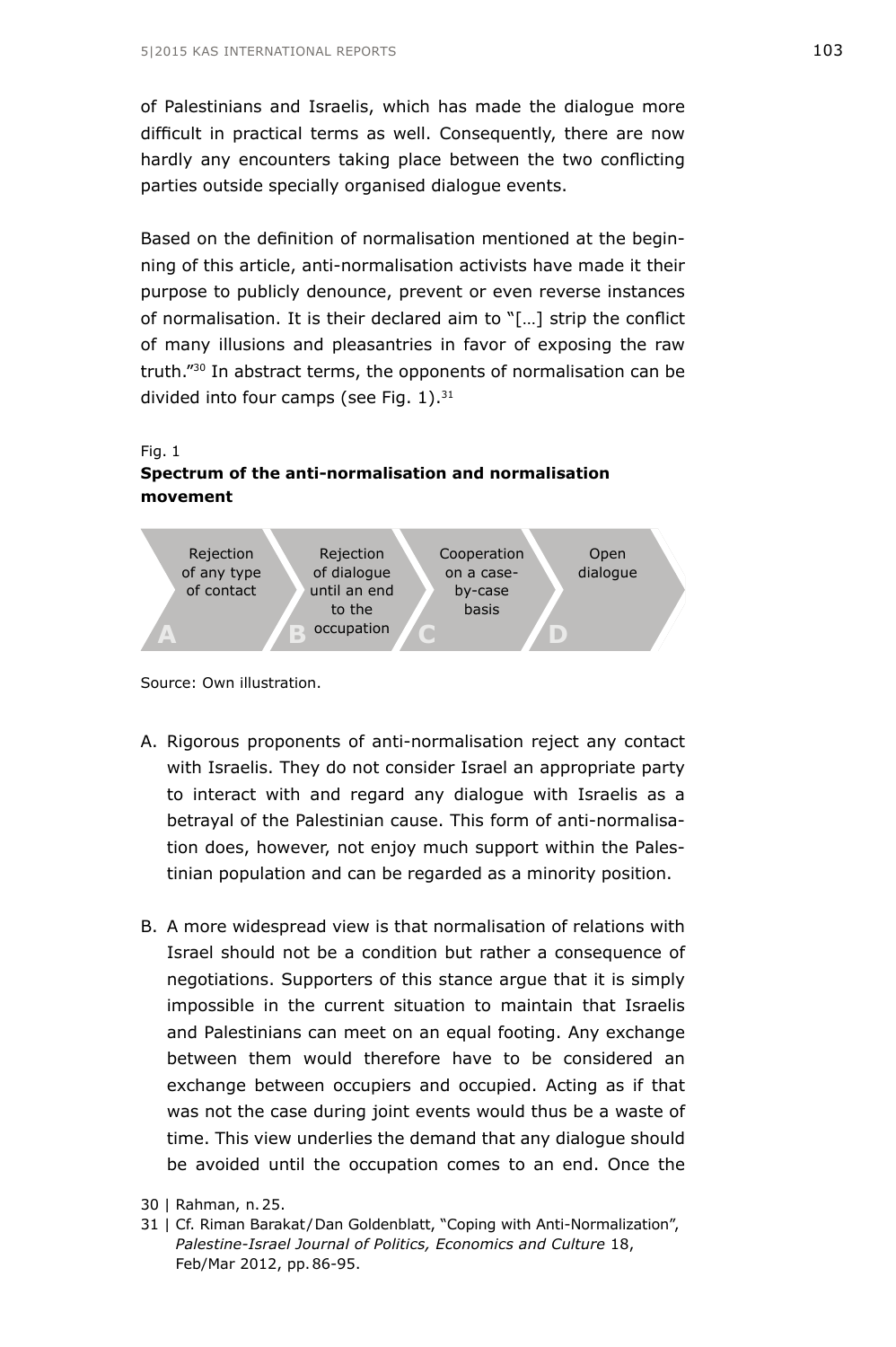of Palestinians and Israelis, which has made the dialogue more difficult in practical terms as well. Consequently, there are now hardly any encounters taking place between the two conflicting parties outside specially organised dialogue events.

Based on the definition of normalisation mentioned at the beginning of this article, anti-normalisation activists have made it their purpose to publicly denounce, prevent or even reverse instances of normalisation. It is their declared aim to "[…] strip the conflict of many illusions and pleasantries in favor of exposing the raw truth."[30] In abstract terms, the opponents of normalisation can be divided into four camps (see Fig. 1).[31]

Fig. 1
**Spectrum of the anti-normalisation and normalisation movement**

| A | B | C | D |
|---|---|---|---|
| Rejection of any type of contact | Rejection of dialogue until an end to the occupation | Cooperation on a case-by-case basis | Open dialogue |

Source: Own illustration.

A. Rigorous proponents of anti-normalisation reject any contact with Israelis. They do not consider Israel an appropriate party to interact with and regard any dialogue with Israelis as a betrayal of the Palestinian cause. This form of anti-normalisation does, however, not enjoy much support within the Palestinian population and can be regarded as a minority position.

B. A more widespread view is that normalisation of relations with Israel should not be a condition but rather a consequence of negotiations. Supporters of this stance argue that it is simply impossible in the current situation to maintain that Israelis and Palestinians can meet on an equal footing. Any exchange between them would therefore have to be considered an exchange between occupiers and occupied. Acting as if that was not the case during joint events would thus be a waste of time. This view underlies the demand that any dialogue should be avoided until the occupation comes to an end. Once the

30 | Rahman, n. 25.

31 | Cf. Riman Barakat/Dan Goldenblatt, "Coping with Anti-Normalization", *Palestine-Israel Journal of Politics, Economics and Culture* 18, Feb/Mar 2012, pp. 86-95.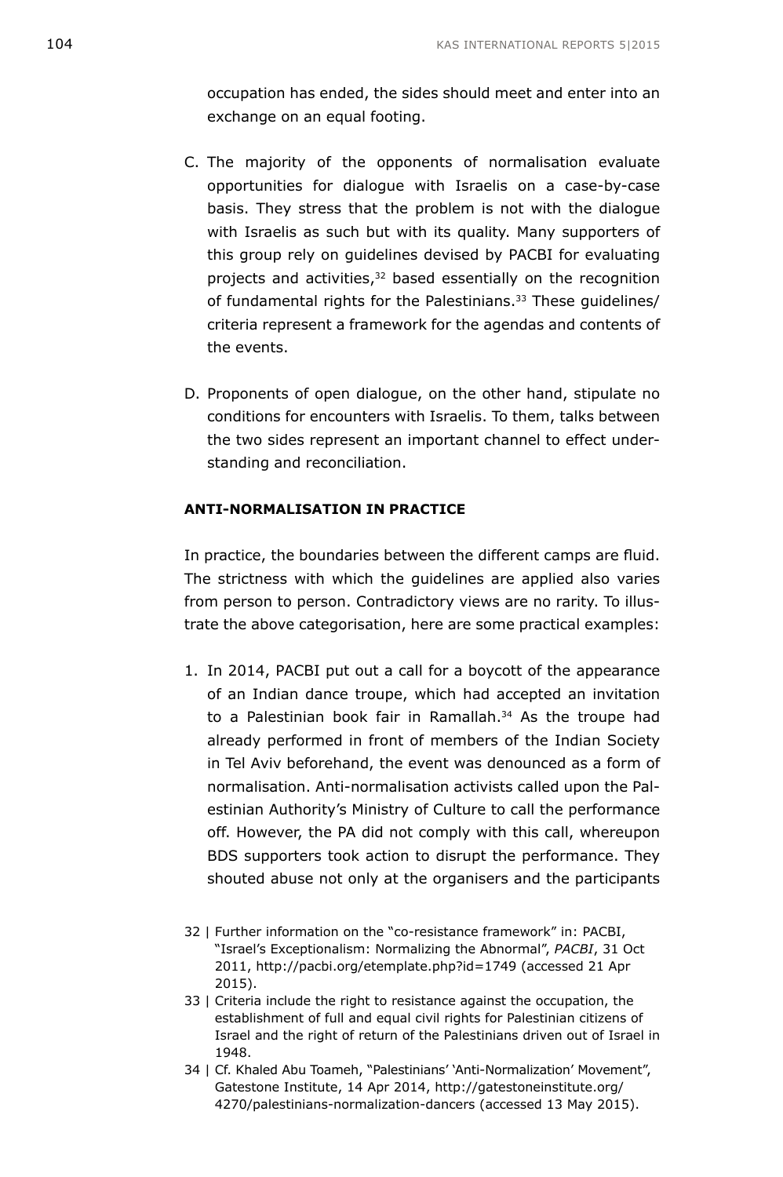occupation has ended, the sides should meet and enter into an exchange on an equal footing.

C. The majority of the opponents of normalisation evaluate opportunities for dialogue with Israelis on a case-by-case basis. They stress that the problem is not with the dialogue with Israelis as such but with its quality. Many supporters of this group rely on guidelines devised by PACBI for evaluating projects and activities,[32] based essentially on the recognition of fundamental rights for the Palestinians.[33] These guidelines/criteria represent a framework for the agendas and contents of the events.

D. Proponents of open dialogue, on the other hand, stipulate no conditions for encounters with Israelis. To them, talks between the two sides represent an important channel to effect understanding and reconciliation.

**ANTI-NORMALISATION IN PRACTICE**

In practice, the boundaries between the different camps are fluid. The strictness with which the guidelines are applied also varies from person to person. Contradictory views are no rarity. To illustrate the above categorisation, here are some practical examples:

1. In 2014, PACBI put out a call for a boycott of the appearance of an Indian dance troupe, which had accepted an invitation to a Palestinian book fair in Ramallah.[34] As the troupe had already performed in front of members of the Indian Society in Tel Aviv beforehand, the event was denounced as a form of normalisation. Anti-normalisation activists called upon the Palestinian Authority's Ministry of Culture to call the performance off. However, the PA did not comply with this call, whereupon BDS supporters took action to disrupt the performance. They shouted abuse not only at the organisers and the participants

32 | Further information on the "co-resistance framework" in: PACBI, "Israel's Exceptionalism: Normalizing the Abnormal", *PACBI*, 31 Oct 2011, http://pacbi.org/etemplate.php?id=1749 (accessed 21 Apr 2015).

33 | Criteria include the right to resistance against the occupation, the establishment of full and equal civil rights for Palestinian citizens of Israel and the right of return of the Palestinians driven out of Israel in 1948.

34 | Cf. Khaled Abu Toameh, "Palestinians' 'Anti-Normalization' Movement", Gatestone Institute, 14 Apr 2014, http://gatestoneinstitute.org/4270/palestinians-normalization-dancers (accessed 13 May 2015).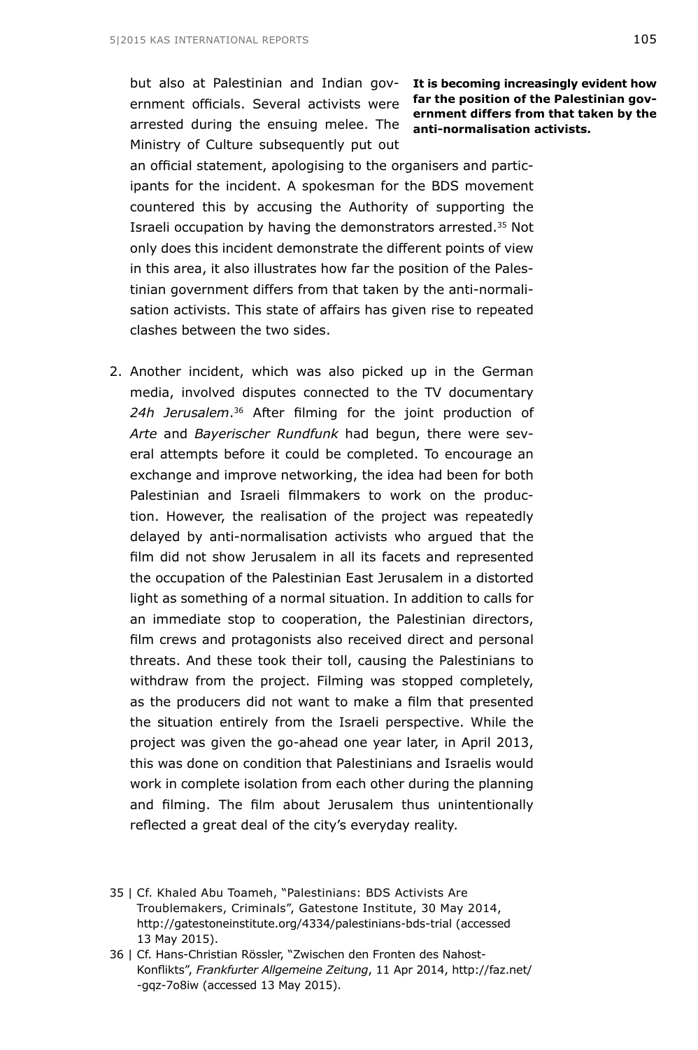but also at Palestinian and Indian government officials. Several activists were arrested during the ensuing melee. The Ministry of Culture subsequently put out an official statement, apologising to the organisers and participants for the incident. A spokesman for the BDS movement countered this by accusing the Authority of supporting the Israeli occupation by having the demonstrators arrested.[35] Not only does this incident demonstrate the different points of view in this area, it also illustrates how far the position of the Palestinian government differs from that taken by the anti-normalisation activists. This state of affairs has given rise to repeated clashes between the two sides.

**It is becoming increasingly evident how far the position of the Palestinian government differs from that taken by the anti-normalisation activists.**

2. Another incident, which was also picked up in the German media, involved disputes connected to the TV documentary *24h Jerusalem*.[36] After filming for the joint production of *Arte* and *Bayerischer Rundfunk* had begun, there were several attempts before it could be completed. To encourage an exchange and improve networking, the idea had been for both Palestinian and Israeli filmmakers to work on the production. However, the realisation of the project was repeatedly delayed by anti-normalisation activists who argued that the film did not show Jerusalem in all its facets and represented the occupation of the Palestinian East Jerusalem in a distorted light as something of a normal situation. In addition to calls for an immediate stop to cooperation, the Palestinian directors, film crews and protagonists also received direct and personal threats. And these took their toll, causing the Palestinians to withdraw from the project. Filming was stopped completely, as the producers did not want to make a film that presented the situation entirely from the Israeli perspective. While the project was given the go-ahead one year later, in April 2013, this was done on condition that Palestinians and Israelis would work in complete isolation from each other during the planning and filming. The film about Jerusalem thus unintentionally reflected a great deal of the city's everyday reality.

35 | Cf. Khaled Abu Toameh, "Palestinians: BDS Activists Are Troublemakers, Criminals", Gatestone Institute, 30 May 2014, http://gatestoneinstitute.org/4334/palestinians-bds-trial (accessed 13 May 2015).

36 | Cf. Hans-Christian Rössler, "Zwischen den Fronten des Nahost-Konflikts", *Frankfurter Allgemeine Zeitung*, 11 Apr 2014, http://faz.net/-gqz-7o8iw (accessed 13 May 2015).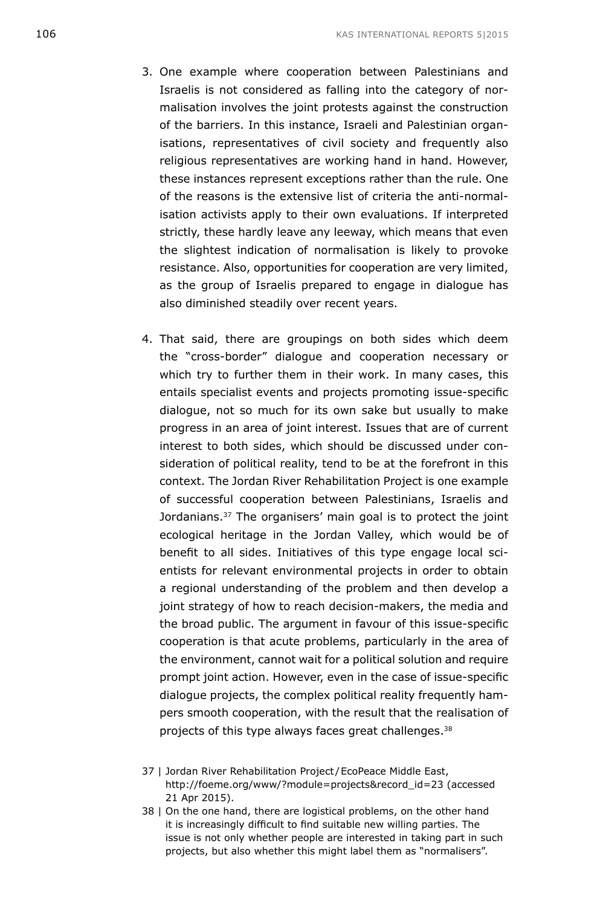3. One example where cooperation between Palestinians and Israelis is not considered as falling into the category of normalisation involves the joint protests against the construction of the barriers. In this instance, Israeli and Palestinian organisations, representatives of civil society and frequently also religious representatives are working hand in hand. However, these instances represent exceptions rather than the rule. One of the reasons is the extensive list of criteria the anti-normalisation activists apply to their own evaluations. If interpreted strictly, these hardly leave any leeway, which means that even the slightest indication of normalisation is likely to provoke resistance. Also, opportunities for cooperation are very limited, as the group of Israelis prepared to engage in dialogue has also diminished steadily over recent years.

4. That said, there are groupings on both sides which deem the "cross-border" dialogue and cooperation necessary or which try to further them in their work. In many cases, this entails specialist events and projects promoting issue-specific dialogue, not so much for its own sake but usually to make progress in an area of joint interest. Issues that are of current interest to both sides, which should be discussed under consideration of political reality, tend to be at the forefront in this context. The Jordan River Rehabilitation Project is one example of successful cooperation between Palestinians, Israelis and Jordanians.[37] The organisers' main goal is to protect the joint ecological heritage in the Jordan Valley, which would be of benefit to all sides. Initiatives of this type engage local scientists for relevant environmental projects in order to obtain a regional understanding of the problem and then develop a joint strategy of how to reach decision-makers, the media and the broad public. The argument in favour of this issue-specific cooperation is that acute problems, particularly in the area of the environment, cannot wait for a political solution and require prompt joint action. However, even in the case of issue-specific dialogue projects, the complex political reality frequently hampers smooth cooperation, with the result that the realisation of projects of this type always faces great challenges.[38]

37 | Jordan River Rehabilitation Project / EcoPeace Middle East, http://foeme.org/www/?module=projects&record_id=23 (accessed 21 Apr 2015).

38 | On the one hand, there are logistical problems, on the other hand it is increasingly difficult to find suitable new willing parties. The issue is not only whether people are interested in taking part in such projects, but also whether this might label them as "normalisers".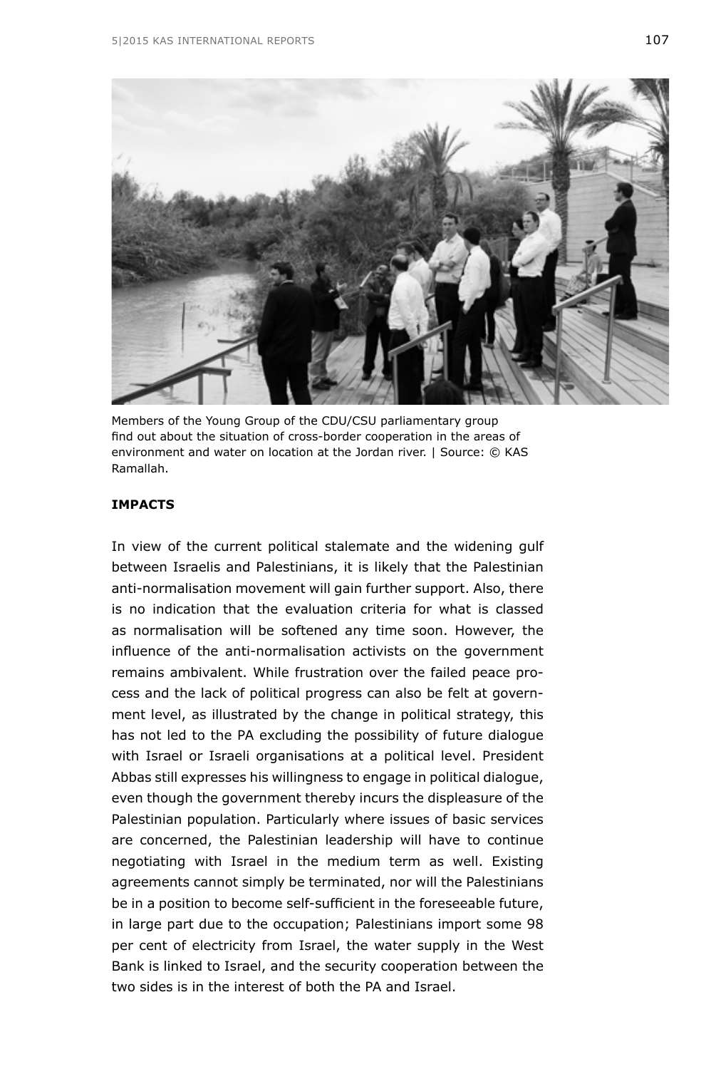Members of the Young Group of the CDU/CSU parliamentary group find out about the situation of cross-border cooperation in the areas of environment and water on location at the Jordan river. | Source: © KAS Ramallah.

**IMPACTS**

In view of the current political stalemate and the widening gulf between Israelis and Palestinians, it is likely that the Palestinian anti-normalisation movement will gain further support. Also, there is no indication that the evaluation criteria for what is classed as normalisation will be softened any time soon. However, the influence of the anti-normalisation activists on the government remains ambivalent. While frustration over the failed peace process and the lack of political progress can also be felt at government level, as illustrated by the change in political strategy, this has not led to the PA excluding the possibility of future dialogue with Israel or Israeli organisations at a political level. President Abbas still expresses his willingness to engage in political dialogue, even though the government thereby incurs the displeasure of the Palestinian population. Particularly where issues of basic services are concerned, the Palestinian leadership will have to continue negotiating with Israel in the medium term as well. Existing agreements cannot simply be terminated, nor will the Palestinians be in a position to become self-sufficient in the foreseeable future, in large part due to the occupation; Palestinians import some 98 per cent of electricity from Israel, the water supply in the West Bank is linked to Israel, and the security cooperation between the two sides is in the interest of both the PA and Israel.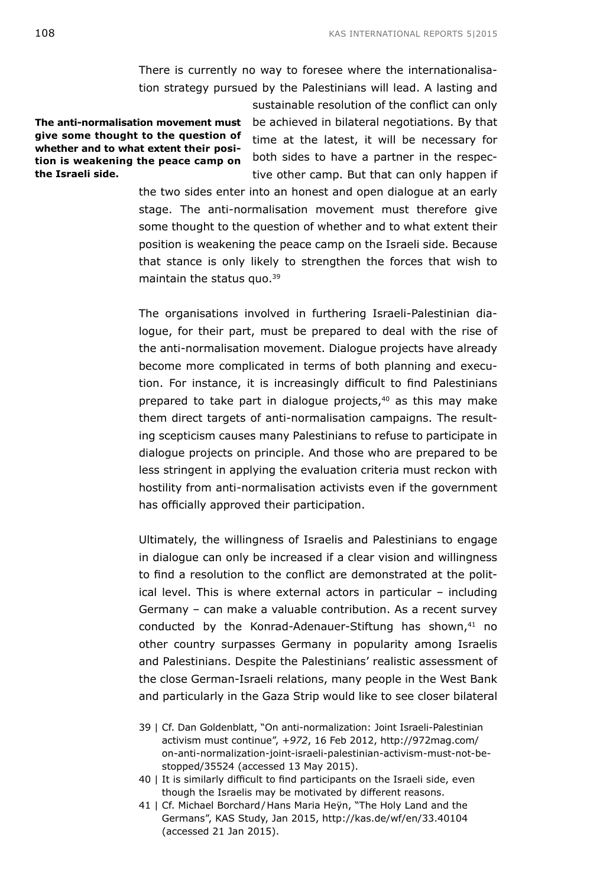There is currently no way to foresee where the internationalisation strategy pursued by the Palestinians will lead. A lasting and sustainable resolution of the conflict can only be achieved in bilateral negotiations. By that time at the latest, it will be necessary for both sides to have a partner in the respective other camp. But that can only happen if the two sides enter into an honest and open dialogue at an early stage. The anti-normalisation movement must therefore give some thought to the question of whether and to what extent their position is weakening the peace camp on the Israeli side. Because that stance is only likely to strengthen the forces that wish to maintain the status quo.[39]

**The anti-normalisation movement must give some thought to the question of whether and to what extent their position is weakening the peace camp on the Israeli side.**

The organisations involved in furthering Israeli-Palestinian dialogue, for their part, must be prepared to deal with the rise of the anti-normalisation movement. Dialogue projects have already become more complicated in terms of both planning and execution. For instance, it is increasingly difficult to find Palestinians prepared to take part in dialogue projects,[40] as this may make them direct targets of anti-normalisation campaigns. The resulting scepticism causes many Palestinians to refuse to participate in dialogue projects on principle. And those who are prepared to be less stringent in applying the evaluation criteria must reckon with hostility from anti-normalisation activists even if the government has officially approved their participation.

Ultimately, the willingness of Israelis and Palestinians to engage in dialogue can only be increased if a clear vision and willingness to find a resolution to the conflict are demonstrated at the political level. This is where external actors in particular – including Germany – can make a valuable contribution. As a recent survey conducted by the Konrad-Adenauer-Stiftung has shown,[41] no other country surpasses Germany in popularity among Israelis and Palestinians. Despite the Palestinians' realistic assessment of the close German-Israeli relations, many people in the West Bank and particularly in the Gaza Strip would like to see closer bilateral

39 | Cf. Dan Goldenblatt, "On anti-normalization: Joint Israeli-Palestinian activism must continue", *+972*, 16 Feb 2012, http://972mag.com/on-anti-normalization-joint-israeli-palestinian-activism-must-not-be-stopped/35524 (accessed 13 May 2015).

40 | It is similarly difficult to find participants on the Israeli side, even though the Israelis may be motivated by different reasons.

41 | Cf. Michael Borchard / Hans Maria Heÿn, "The Holy Land and the Germans", KAS Study, Jan 2015, http://kas.de/wf/en/33.40104 (accessed 21 Jan 2015).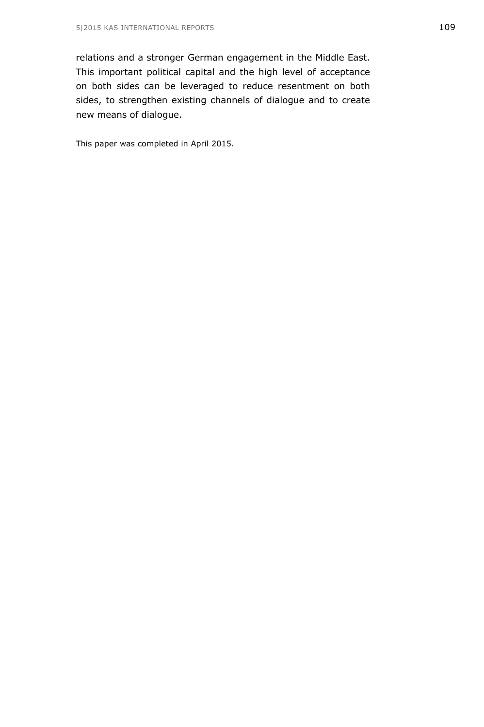relations and a stronger German engagement in the Middle East. This important political capital and the high level of acceptance on both sides can be leveraged to reduce resentment on both sides, to strengthen existing channels of dialogue and to create new means of dialogue.

This paper was completed in April 2015.